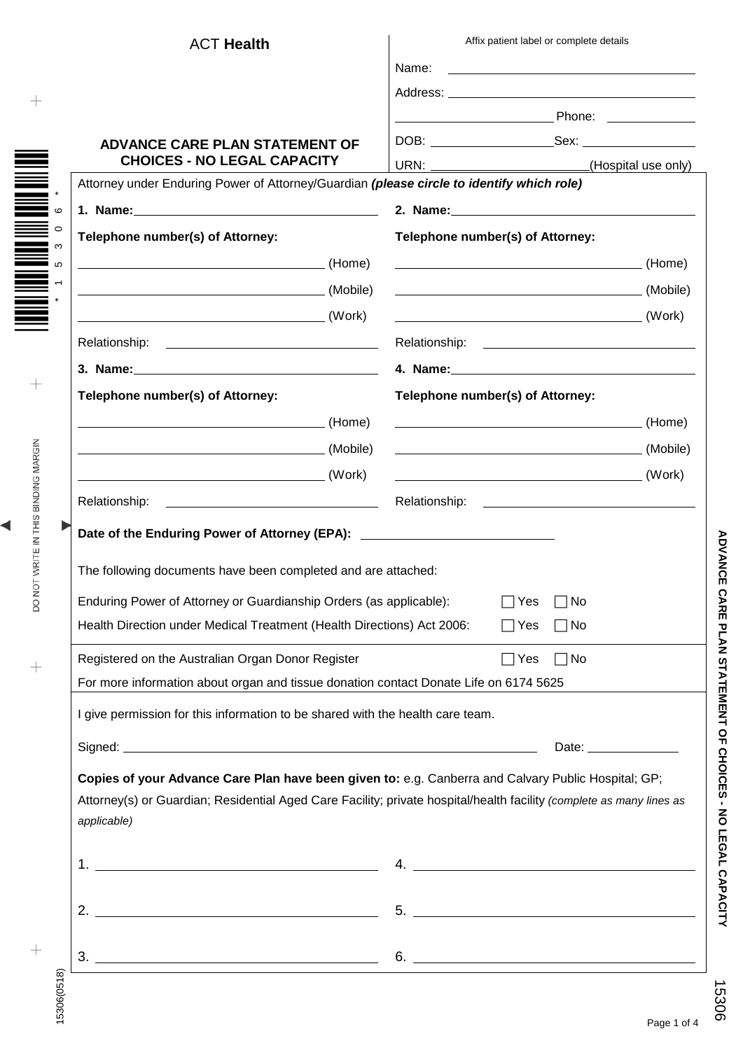ACT **Health**

## ADVANCE CARE PLAN STATEMENT OF CHOICES - NO LEGAL CAPACITY

Affix patient label or complete details

Name: ____________________

Address: ____________________

____________________ Phone: ____________

DOB: ____________ Sex: ____________

URN: ____________ (Hospital use only)

Attorney under Enduring Power of Attorney/Guardian ***(please circle to identify which role)***

**1. Name:** ____________________

**Telephone number(s) of Attorney:**

____________________ (Home)

____________________ (Mobile)

____________________ (Work)

Relationship: ____________________

**2. Name:** ____________________

**Telephone number(s) of Attorney:**

____________________ (Home)

____________________ (Mobile)

____________________ (Work)

Relationship: ____________________

**3. Name:** ____________________

**Telephone number(s) of Attorney:**

____________________ (Home)

____________________ (Mobile)

____________________ (Work)

Relationship: ____________________

**4. Name:** ____________________

**Telephone number(s) of Attorney:**

____________________ (Home)

____________________ (Mobile)

____________________ (Work)

Relationship: ____________________

**Date of the Enduring Power of Attorney (EPA):** ____________________

The following documents have been completed and are attached:

Enduring Power of Attorney or Guardianship Orders (as applicable): ☐ Yes ☐ No

Health Direction under Medical Treatment (Health Directions) Act 2006: ☐ Yes ☐ No

Registered on the Australian Organ Donor Register ☐ Yes ☐ No

For more information about organ and tissue donation contact Donate Life on 6174 5625

I give permission for this information to be shared with the health care team.

Signed: ____________________ Date: ____________

**Copies of your Advance Care Plan have been given to:** e.g. Canberra and Calvary Public Hospital; GP; Attorney(s) or Guardian; Residential Aged Care Facility; private hospital/health facility *(complete as many lines as applicable)*

1. ____________________
2. ____________________
3. ____________________
4. ____________________
5. ____________________
6. ____________________

DO NOT WRITE IN THIS BINDING MARGIN

15306(0518)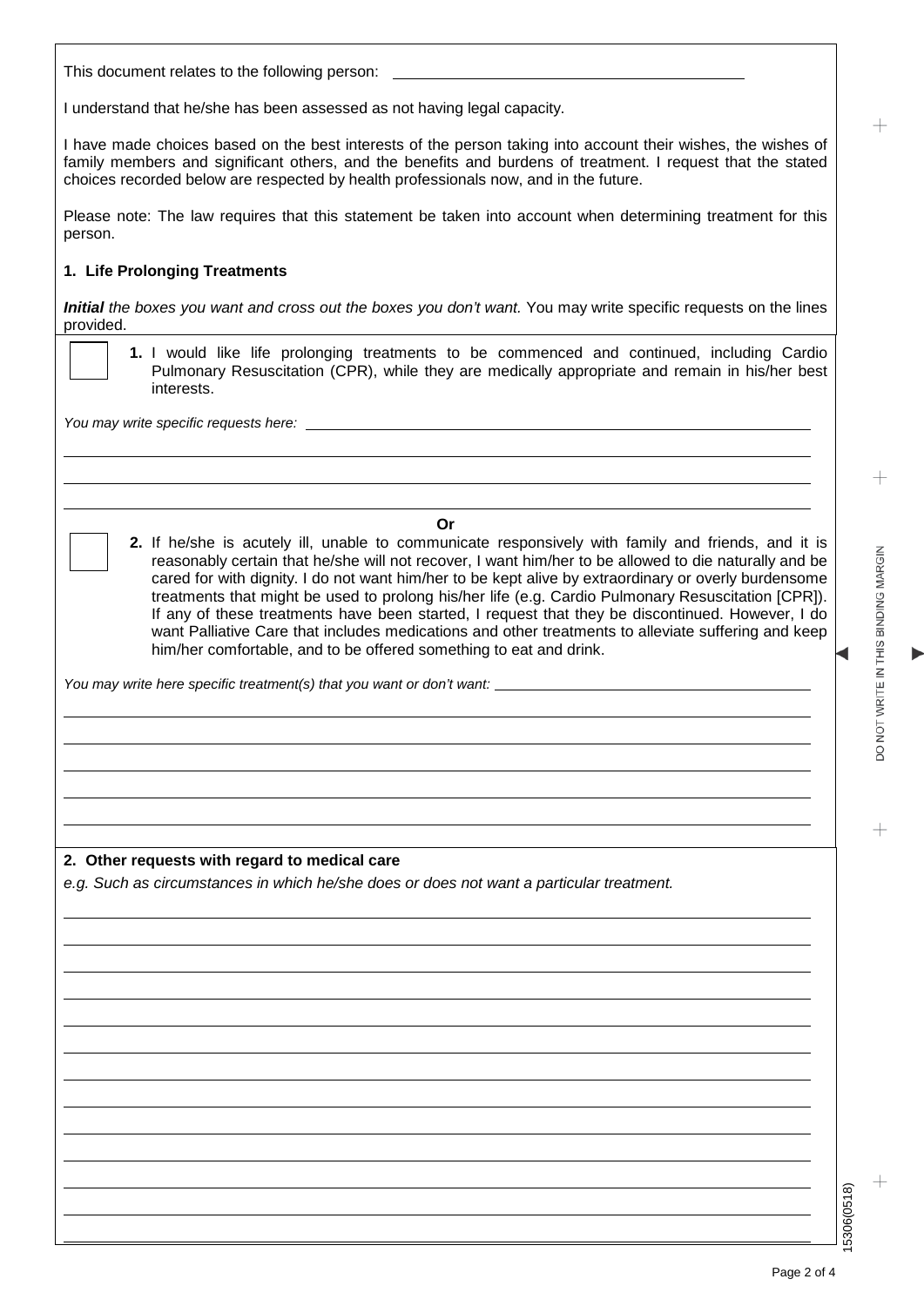This document relates to the following person: ________________________________________

I understand that he/she has been assessed as not having legal capacity.

I have made choices based on the best interests of the person taking into account their wishes, the wishes of family members and significant others, and the benefits and burdens of treatment. I request that the stated choices recorded below are respected by health professionals now, and in the future.

Please note: The law requires that this statement be taken into account when determining treatment for this person.

## 1. Life Prolonging Treatments

***Initial*** *the boxes you want and cross out the boxes you don't want.* You may write specific requests on the lines provided.

☐ **1.** I would like life prolonging treatments to be commenced and continued, including Cardio Pulmonary Resuscitation (CPR), while they are medically appropriate and remain in his/her best interests.

*You may write specific requests here:* ________________________________________

________________________________________

________________________________________

________________________________________

**Or**

☐ **2.** If he/she is acutely ill, unable to communicate responsively with family and friends, and it is reasonably certain that he/she will not recover, I want him/her to be allowed to die naturally and be cared for with dignity. I do not want him/her to be kept alive by extraordinary or overly burdensome treatments that might be used to prolong his/her life (e.g. Cardio Pulmonary Resuscitation [CPR]). If any of these treatments have been started, I request that they be discontinued. However, I do want Palliative Care that includes medications and other treatments to alleviate suffering and keep him/her comfortable, and to be offered something to eat and drink.

*You may write here specific treatment(s) that you want or don't want:* ________________________________________

________________________________________

________________________________________

________________________________________

________________________________________

________________________________________

## 2. Other requests with regard to medical care

*e.g. Such as circumstances in which he/she does or does not want a particular treatment.*

________________________________________

________________________________________

________________________________________

________________________________________

________________________________________

________________________________________

________________________________________

________________________________________

________________________________________

________________________________________

________________________________________

________________________________________

________________________________________

DO NOT WRITE IN THIS BINDING MARGIN

15306(0518)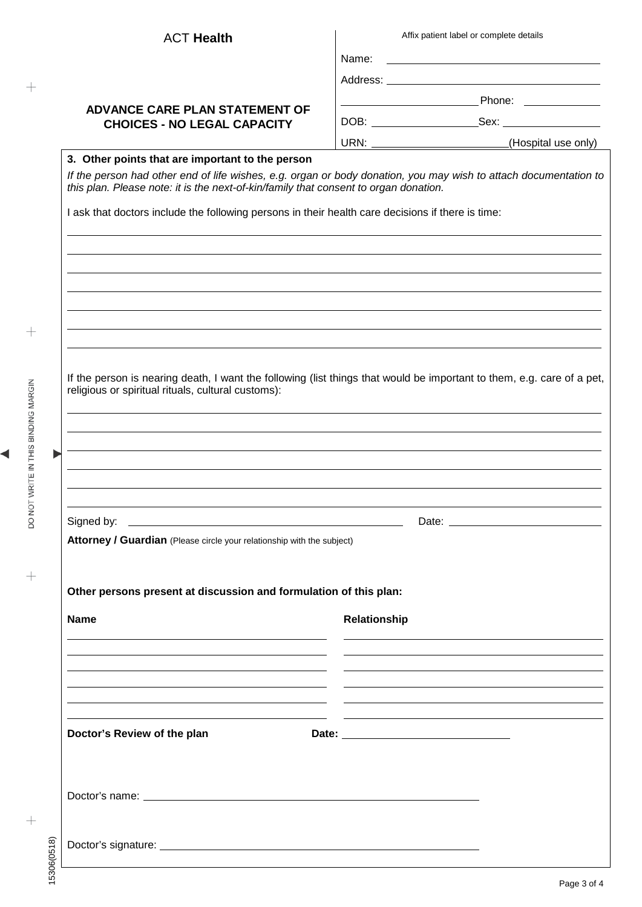ACT **Health**

## ADVANCE CARE PLAN STATEMENT OF CHOICES - NO LEGAL CAPACITY

Affix patient label or complete details

Name: ______________________________

Address: ______________________________

______________________ Phone: ____________

DOB: ________________ Sex: ______________

URN: ______________________ (Hospital use only)

### 3. Other points that are important to the person

*If the person had other end of life wishes, e.g. organ or body donation, you may wish to attach documentation to this plan. Please note: it is the next-of-kin/family that consent to organ donation.*

I ask that doctors include the following persons in their health care decisions if there is time:

______________________________________________________________________

______________________________________________________________________

______________________________________________________________________

______________________________________________________________________

______________________________________________________________________

______________________________________________________________________

______________________________________________________________________

If the person is nearing death, I want the following (list things that would be important to them, e.g. care of a pet, religious or spiritual rituals, cultural customs):

______________________________________________________________________

______________________________________________________________________

______________________________________________________________________

______________________________________________________________________

______________________________________________________________________

______________________________________________________________________

Signed by: ______________________________________ Date: ______________________

**Attorney / Guardian** (Please circle your relationship with the subject)

**Other persons present at discussion and formulation of this plan:**

| **Name** | **Relationship** |
|---|---|
| | |
| | |
| | |
| | |
| | |
| | |

**Doctor's Review of the plan** **Date:** ______________________

Doctor's name: ______________________________________________

Doctor's signature: ______________________________________________

DO NOT WRITE IN THIS BINDING MARGIN

15306(0518)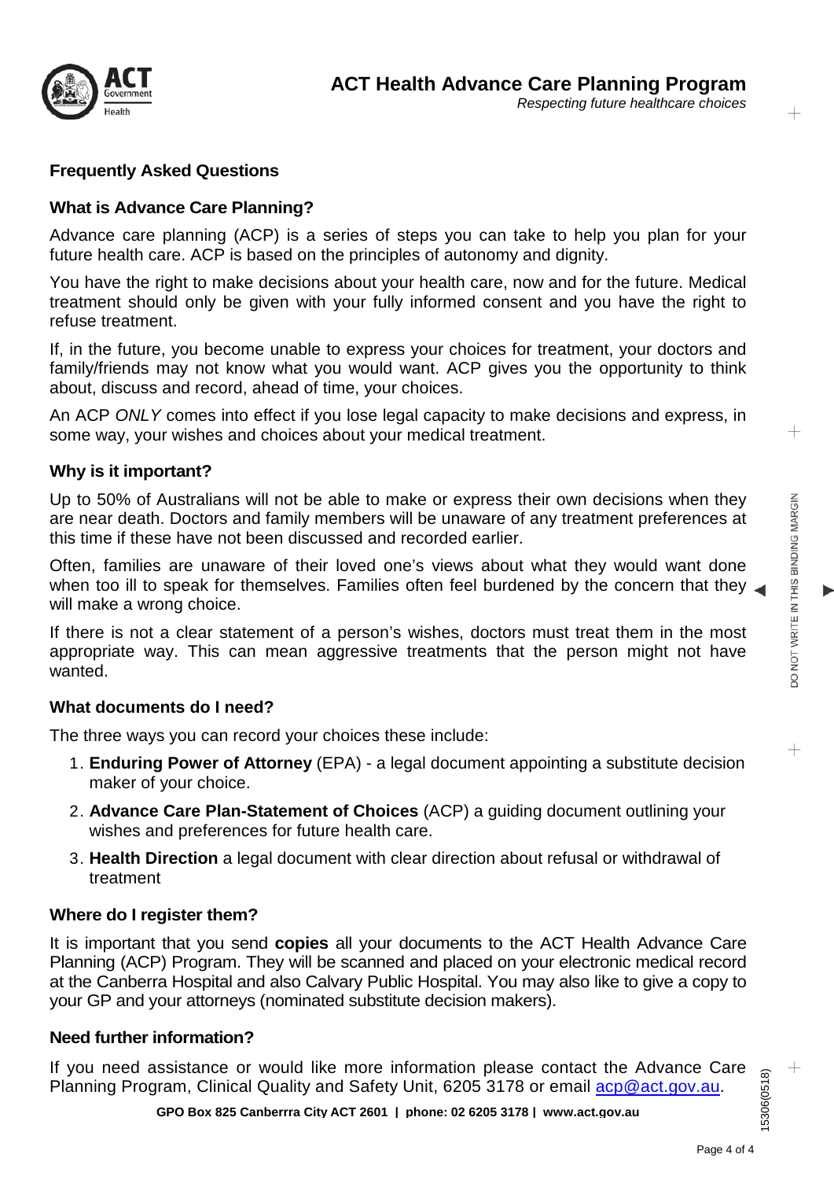# ACT Health Advance Care Planning Program

*Respecting future healthcare choices*

## Frequently Asked Questions

### What is Advance Care Planning?

Advance care planning (ACP) is a series of steps you can take to help you plan for your future health care. ACP is based on the principles of autonomy and dignity.

You have the right to make decisions about your health care, now and for the future. Medical treatment should only be given with your fully informed consent and you have the right to refuse treatment.

If, in the future, you become unable to express your choices for treatment, your doctors and family/friends may not know what you would want. ACP gives you the opportunity to think about, discuss and record, ahead of time, your choices.

An ACP *ONLY* comes into effect if you lose legal capacity to make decisions and express, in some way, your wishes and choices about your medical treatment.

### Why is it important?

Up to 50% of Australians will not be able to make or express their own decisions when they are near death. Doctors and family members will be unaware of any treatment preferences at this time if these have not been discussed and recorded earlier.

Often, families are unaware of their loved one's views about what they would want done when too ill to speak for themselves. Families often feel burdened by the concern that they will make a wrong choice.

If there is not a clear statement of a person's wishes, doctors must treat them in the most appropriate way. This can mean aggressive treatments that the person might not have wanted.

### What documents do I need?

The three ways you can record your choices these include:

1. **Enduring Power of Attorney** (EPA) - a legal document appointing a substitute decision maker of your choice.
2. **Advance Care Plan-Statement of Choices** (ACP) a guiding document outlining your wishes and preferences for future health care.
3. **Health Direction** a legal document with clear direction about refusal or withdrawal of treatment

### Where do I register them?

It is important that you send **copies** all your documents to the ACT Health Advance Care Planning (ACP) Program. They will be scanned and placed on your electronic medical record at the Canberra Hospital and also Calvary Public Hospital. You may also like to give a copy to your GP and your attorneys (nominated substitute decision makers).

### Need further information?

If you need assistance or would like more information please contact the Advance Care Planning Program, Clinical Quality and Safety Unit, 6205 3178 or email acp@act.gov.au.

**GPO Box 825 Canberrra City ACT 2601 | phone: 02 6205 3178 | www.act.gov.au**